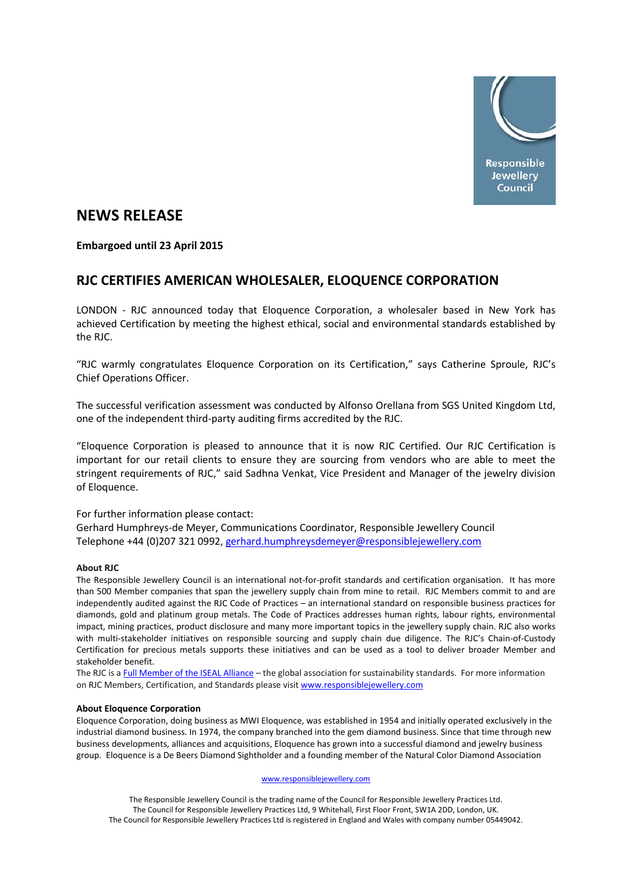Responsible Jewellery Council

# NEWS RELEASE

**Embargoed until 23 April 2015**

## RJC CERTIFIES AMERICAN WHOLESALER, ELOQUENCE CORPORATION

LONDON - RJC announced today that Eloquence Corporation, a wholesaler based in New York has achieved Certification by meeting the highest ethical, social and environmental standards established by the RJC.

"RJC warmly congratulates Eloquence Corporation on its Certification," says Catherine Sproule, RJC's Chief Operations Officer.

The successful verification assessment was conducted by Alfonso Orellana from SGS United Kingdom Ltd, one of the independent third-party auditing firms accredited by the RJC.

"Eloquence Corporation is pleased to announce that it is now RJC Certified. Our RJC Certification is important for our retail clients to ensure they are sourcing from vendors who are able to meet the stringent requirements of RJC," said Sadhna Venkat, Vice President and Manager of the jewelry division of Eloquence.

For further information please contact:
Gerhard Humphreys-de Meyer, Communications Coordinator, Responsible Jewellery Council
Telephone +44 (0)207 321 0992, gerhard.humphreysdemeyer@responsiblejewellery.com

**About RJC**
The Responsible Jewellery Council is an international not-for-profit standards and certification organisation. It has more than 500 Member companies that span the jewellery supply chain from mine to retail. RJC Members commit to and are independently audited against the RJC Code of Practices – an international standard on responsible business practices for diamonds, gold and platinum group metals. The Code of Practices addresses human rights, labour rights, environmental impact, mining practices, product disclosure and many more important topics in the jewellery supply chain. RJC also works with multi-stakeholder initiatives on responsible sourcing and supply chain due diligence. The RJC's Chain-of-Custody Certification for precious metals supports these initiatives and can be used as a tool to deliver broader Member and stakeholder benefit.
The RJC is a Full Member of the ISEAL Alliance – the global association for sustainability standards. For more information on RJC Members, Certification, and Standards please visit www.responsiblejewellery.com

**About Eloquence Corporation**
Eloquence Corporation, doing business as MWI Eloquence, was established in 1954 and initially operated exclusively in the industrial diamond business. In 1974, the company branched into the gem diamond business. Since that time through new business developments, alliances and acquisitions, Eloquence has grown into a successful diamond and jewelry business group. Eloquence is a De Beers Diamond Sightholder and a founding member of the Natural Color Diamond Association

www.responsiblejewellery.com

The Responsible Jewellery Council is the trading name of the Council for Responsible Jewellery Practices Ltd.
The Council for Responsible Jewellery Practices Ltd, 9 Whitehall, First Floor Front, SW1A 2DD, London, UK.
The Council for Responsible Jewellery Practices Ltd is registered in England and Wales with company number 05449042.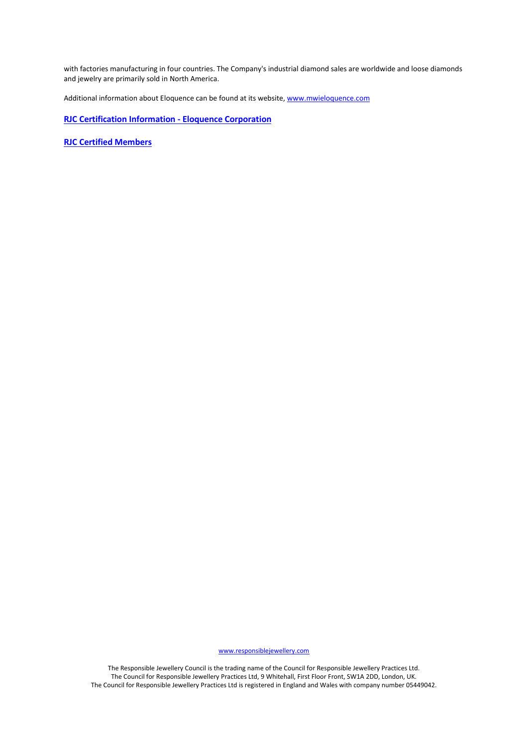with factories manufacturing in four countries. The Company's industrial diamond sales are worldwide and loose diamonds and jewelry are primarily sold in North America.

Additional information about Eloquence can be found at its website, www.mwieloquence.com

**RJC Certification Information - Eloquence Corporation**

**RJC Certified Members**

www.responsiblejewellery.com

The Responsible Jewellery Council is the trading name of the Council for Responsible Jewellery Practices Ltd.
The Council for Responsible Jewellery Practices Ltd, 9 Whitehall, First Floor Front, SW1A 2DD, London, UK.
The Council for Responsible Jewellery Practices Ltd is registered in England and Wales with company number 05449042.